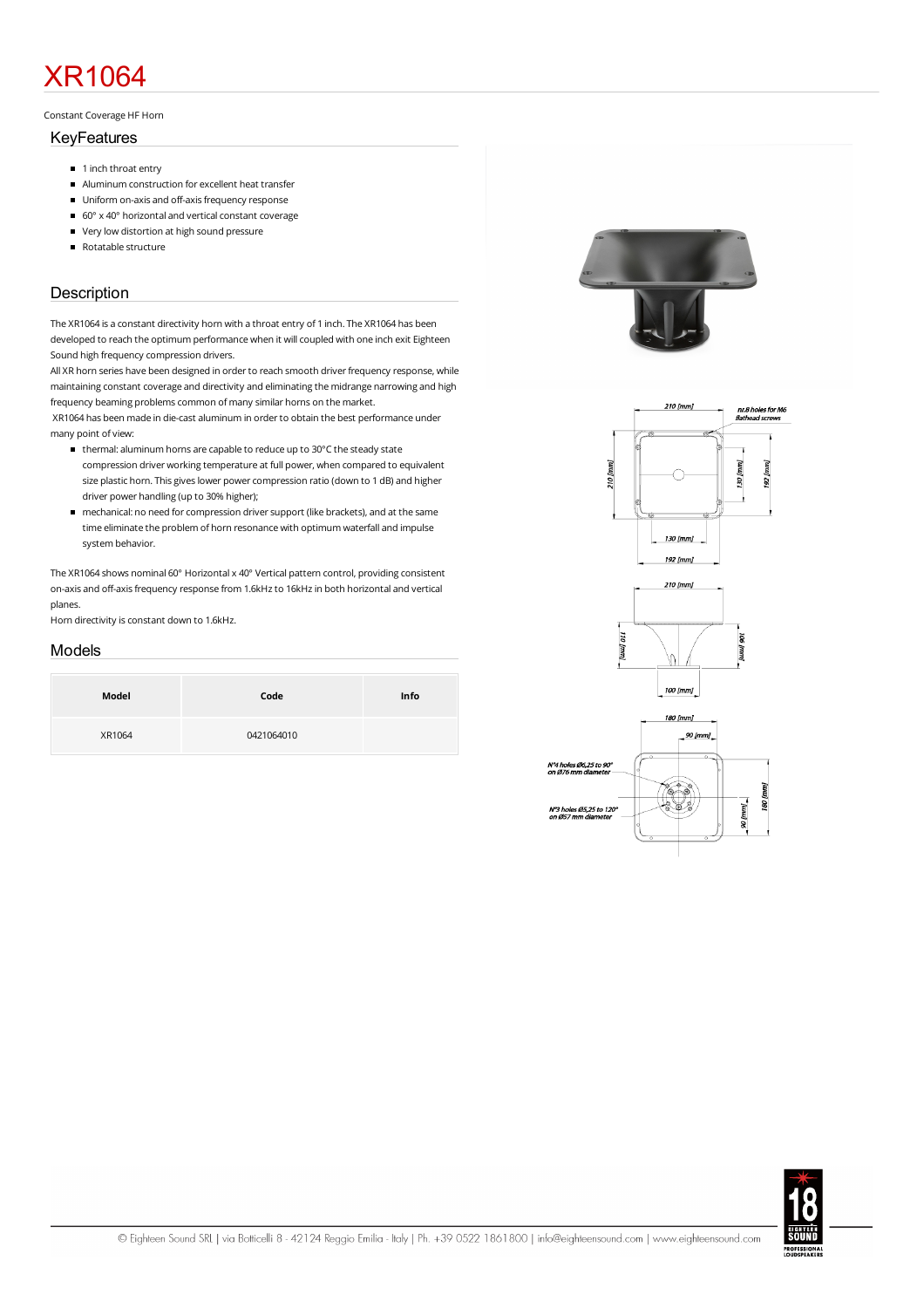# XR1064

Constant Coverage HF Horn

## KeyFeatures

- 1 inch throat entry
- Aluminum construction for excellent heat transfer
- Uniform on-axis and off-axis frequency response
- 60° x 40° horizontal and vertical constant coverage
- Very low distortion at high sound pressure
- Rotatable structure

## Description

The XR1064 is a constant directivity horn with a throat entry of 1 inch. The XR1064 has been developed to reach the optimum performance when it will coupled with one inch exit Eighteen Sound high frequency compression drivers.
All XR horn series have been designed in order to reach smooth driver frequency response, while maintaining constant coverage and directivity and eliminating the midrange narrowing and high frequency beaming problems common of many similar horns on the market.
XR1064 has been made in die-cast aluminum in order to obtain the best performance under many point of view:

- thermal: aluminum horns are capable to reduce up to 30°C the steady state compression driver working temperature at full power, when compared to equivalent size plastic horn. This gives lower power compression ratio (down to 1 dB) and higher driver power handling (up to 30% higher);
- mechanical: no need for compression driver support (like brackets), and at the same time eliminate the problem of horn resonance with optimum waterfall and impulse system behavior.

The XR1064 shows nominal 60° Horizontal x 40° Vertical pattern control, providing consistent on-axis and off-axis frequency response from 1.6kHz to 16kHz in both horizontal and vertical planes.
Horn directivity is constant down to 1.6kHz.

## Models

| Model | Code | Info |
| --- | --- | --- |
| XR1064 | 0421064010 | |

210 [mm]
nr.8 holes for M6 flathead screws
210 [mm]
130 [mm]
192 [mm]
130 [mm]
192 [mm]

210 [mm]
110 [mm]
106 [mm]
100 [mm]

180 [mm]
90 [mm]
N°4 holes Ø6,25 to 90° on Ø76 mm diameter
N°3 holes Ø5,25 to 120° on Ø57 mm diameter
90 [mm]
180 [mm]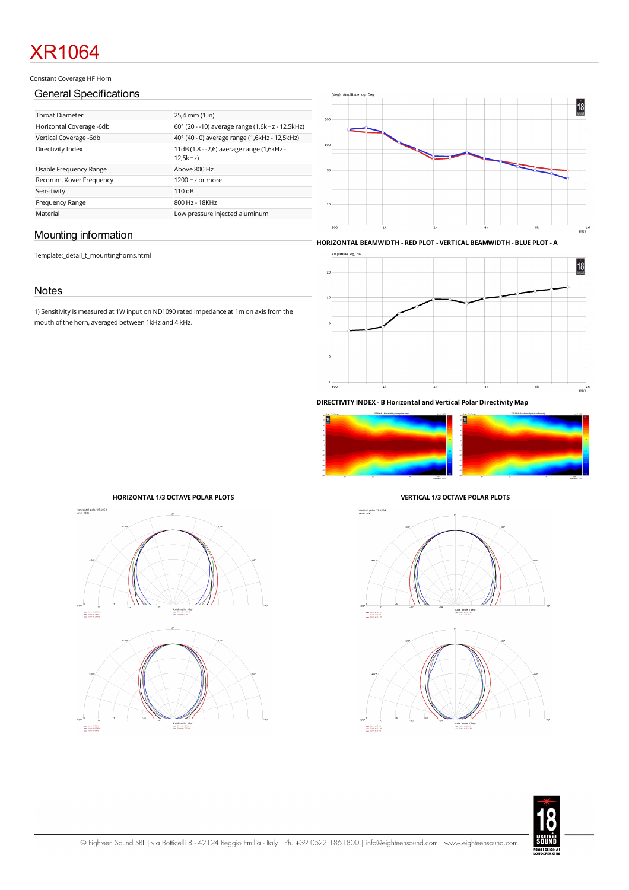# XR1064

Constant Coverage HF Horn

## General Specifications

| | |
|---|---|
| Throat Diameter | 25,4 mm (1 in) |
| Horizontal Coverage -6db | 60° (20 - -10) average range (1,6kHz - 12,5kHz) |
| Vertical Coverage -6db | 40° (40 - 0) average range (1,6kHz - 12,5kHz) |
| Directivity Index | 11dB (1.8 - -2,6) average range (1,6kHz - 12,5kHz) |
| Usable Frequency Range | Above 800 Hz |
| Recomm. Xover Frequency | 1200 Hz or more |
| Sensitivity | 110 dB |
| Frequency Range | 800 Hz - 18KHz |
| Material | Low pressure injected aluminum |

## Mounting information

Template:_detail_t_mountinghorns.html

## Notes

1) Sensitivity is measured at 1W input on ND1090 rated impedance at 1m on axis from the mouth of the horn, averaged between 1kHz and 4 kHz.

(deg) Amplitude log, Deg

200
100
50
20

500 1k 2k 4k 8k 16 (Hz)

**HORIZONTAL BEAMWIDTH - RED PLOT - VERTICAL BEAMWIDTH - BLUE PLOT - A**

Amplitude log, dB

20
10
5
2
1

500 1k 2k 4k 8k 16 (Hz)

**DIRECTIVITY INDEX - B Horizontal and Vertical Polar Directivity Map**

**HORIZONTAL 1/3 OCTAVE POLAR PLOTS**

Horizontal polar XR1064
Level (dB)

**VERTICAL 1/3 OCTAVE POLAR PLOTS**

Vertical polar XR1064
Level (dB)